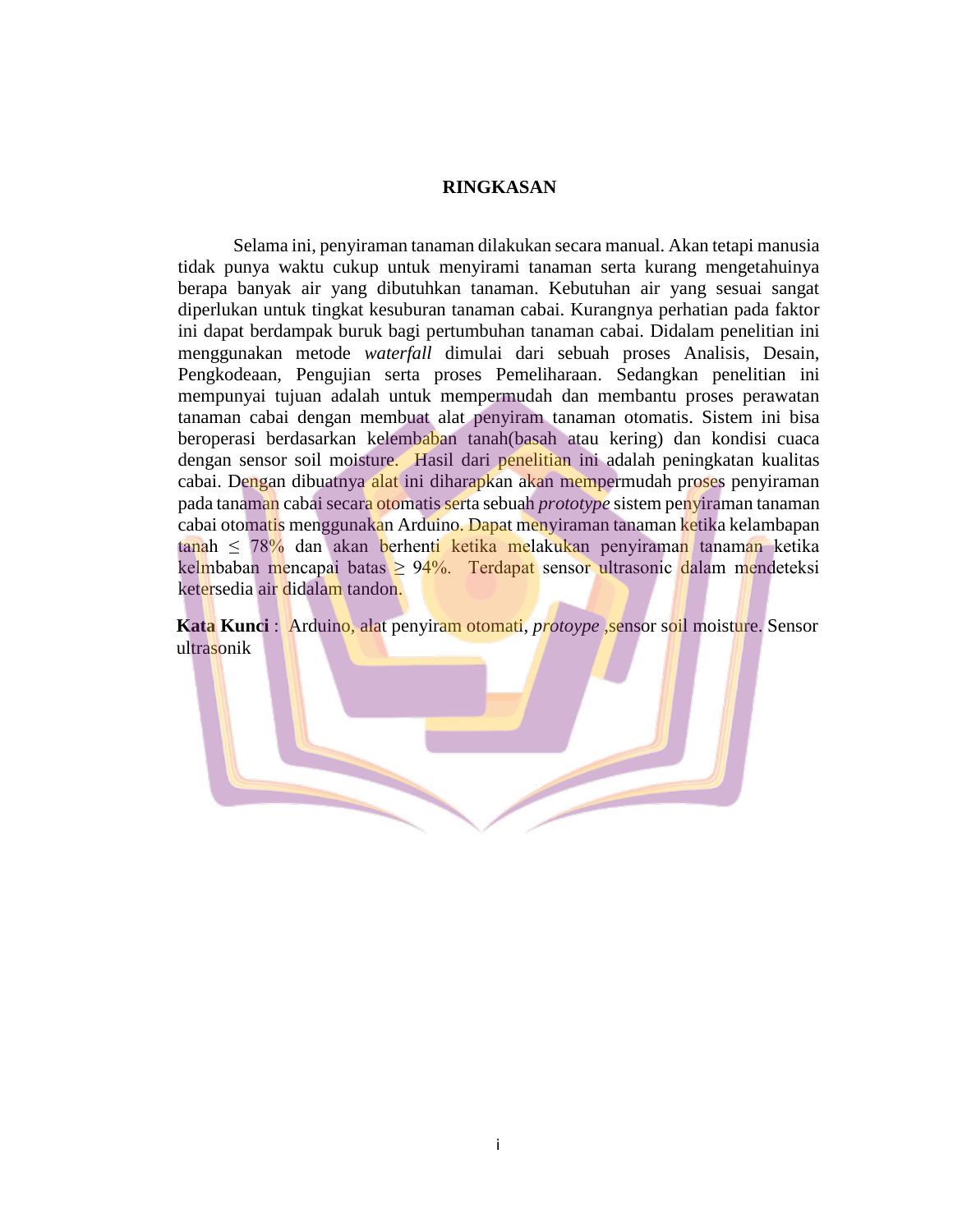# RINGKASAN

Selama ini, penyiraman tanaman dilakukan secara manual. Akan tetapi manusia tidak punya waktu cukup untuk menyirami tanaman serta kurang mengetahuinya berapa banyak air yang dibutuhkan tanaman. Kebutuhan air yang sesuai sangat diperlukan untuk tingkat kesuburan tanaman cabai. Kurangnya perhatian pada faktor ini dapat berdampak buruk bagi pertumbuhan tanaman cabai. Didalam penelitian ini menggunakan metode *waterfall* dimulai dari sebuah proses Analisis, Desain, Pengkodeaan, Pengujian serta proses Pemeliharaan. Sedangkan penelitian ini mempunyai tujuan adalah untuk mempermudah dan membantu proses perawatan tanaman cabai dengan membuat alat penyiram tanaman otomatis. Sistem ini bisa beroperasi berdasarkan kelembaban tanah(basah atau kering) dan kondisi cuaca dengan sensor soil moisture. Hasil dari penelitian ini adalah peningkatan kualitas cabai. Dengan dibuatnya alat ini diharapkan akan mempermudah proses penyiraman pada tanaman cabai secara otomatis serta sebuah *prototype* sistem penyiraman tanaman cabai otomatis menggunakan Arduino. Dapat menyiraman tanaman ketika kelambapan tanah $\leq$ 78% dan akan berhenti ketika melakukan penyiraman tanaman ketika kelmbaban mencapai batas $\geq$ 94%. Terdapat sensor ultrasonic dalam mendeteksi ketersedia air didalam tandon.

**Kata Kunci** : Arduino, alat penyiram otomati, *protoype* ,sensor soil moisture. Sensor ultrasonik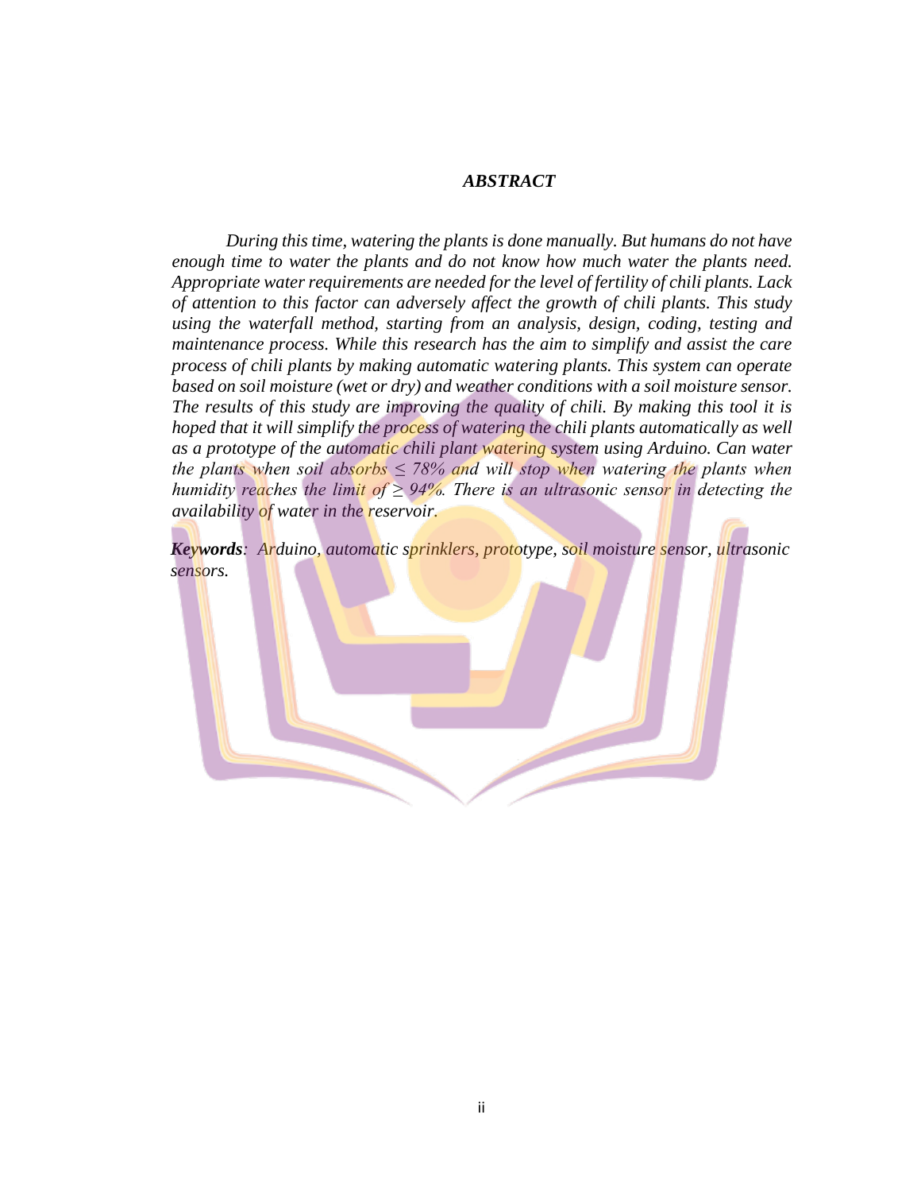# *ABSTRACT*

*During this time, watering the plants is done manually. But humans do not have enough time to water the plants and do not know how much water the plants need. Appropriate water requirements are needed for the level of fertility of chili plants. Lack of attention to this factor can adversely affect the growth of chili plants. This study using the waterfall method, starting from an analysis, design, coding, testing and maintenance process. While this research has the aim to simplify and assist the care process of chili plants by making automatic watering plants. This system can operate based on soil moisture (wet or dry) and weather conditions with a soil moisture sensor. The results of this study are improving the quality of chili. By making this tool it is hoped that it will simplify the process of watering the chili plants automatically as well as a prototype of the automatic chili plant watering system using Arduino. Can water the plants when soil absorbs ≤ 78% and will stop when watering the plants when humidity reaches the limit of ≥ 94%. There is an ultrasonic sensor in detecting the availability of water in the reservoir.*

***Keywords**: Arduino, automatic sprinklers, prototype, soil moisture sensor, ultrasonic sensors.*